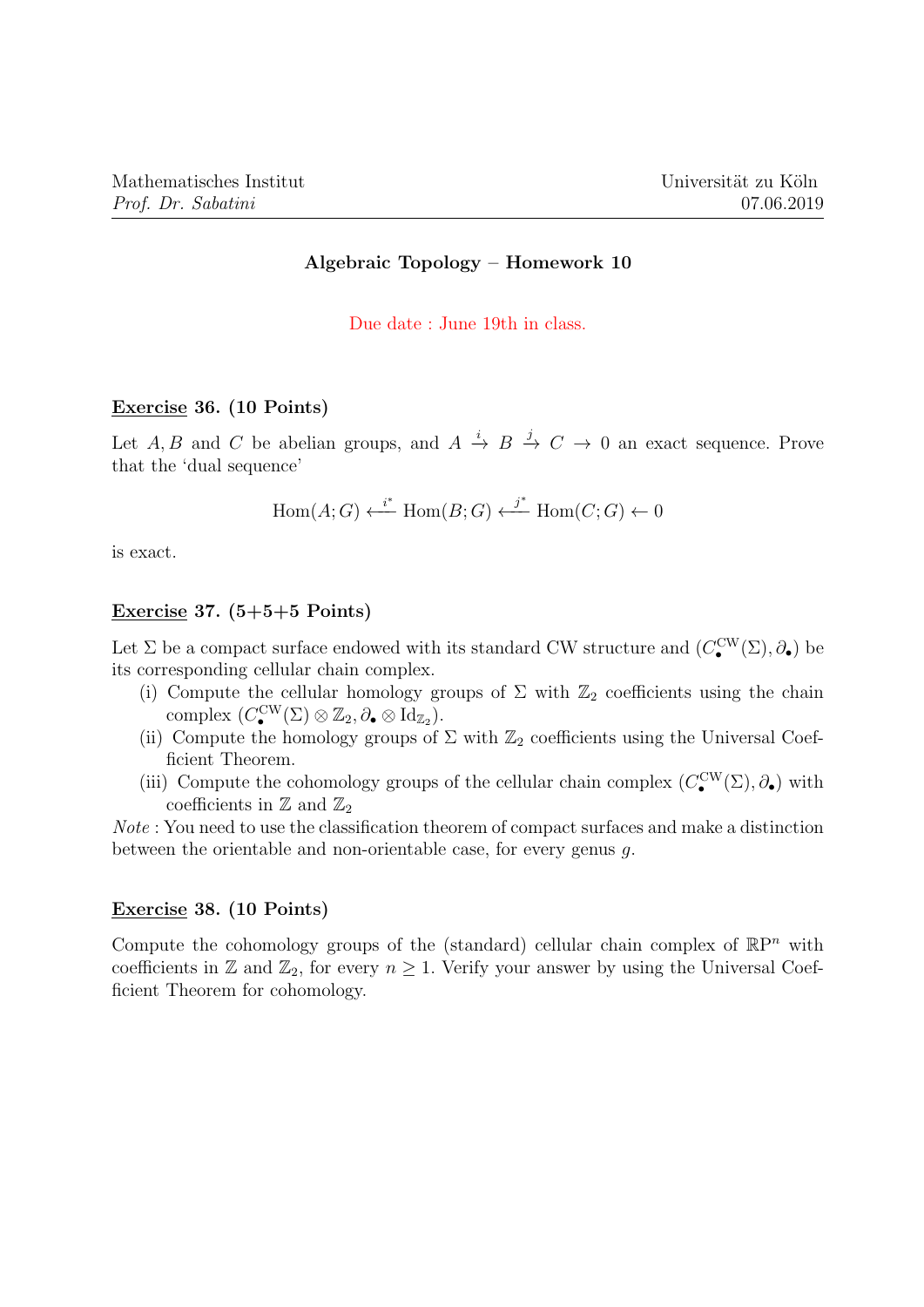Mathematisches Institut  
*Prof. Dr. Sabatini*

Universität zu Köln  
07.06.2019

## Algebraic Topology – Homework 10

Due date : June 19th in class.

**Exercise 36. (10 Points)**

Let $A, B$ and $C$ be abelian groups, and $A \xrightarrow{i} B \xrightarrow{j} C \to 0$ an exact sequence. Prove that the 'dual sequence'

$$\mathrm{Hom}(A; G) \xleftarrow{i^*} \mathrm{Hom}(B; G) \xleftarrow{j^*} \mathrm{Hom}(C; G) \leftarrow 0$$

is exact.

**Exercise 37. (5+5+5 Points)**

Let $\Sigma$ be a compact surface endowed with its standard CW structure and $(C_\bullet^{\mathrm{CW}}(\Sigma), \partial_\bullet)$ be its corresponding cellular chain complex.

(i) Compute the cellular homology groups of $\Sigma$ with $\mathbb{Z}_2$ coefficients using the chain complex $(C_\bullet^{\mathrm{CW}}(\Sigma) \otimes \mathbb{Z}_2, \partial_\bullet \otimes \mathrm{Id}_{\mathbb{Z}_2})$.

(ii) Compute the homology groups of $\Sigma$ with $\mathbb{Z}_2$ coefficients using the Universal Coefficient Theorem.

(iii) Compute the cohomology groups of the cellular chain complex $(C_\bullet^{\mathrm{CW}}(\Sigma), \partial_\bullet)$ with coefficients in $\mathbb{Z}$ and $\mathbb{Z}_2$

*Note* : You need to use the classification theorem of compact surfaces and make a distinction between the orientable and non-orientable case, for every genus $g$.

**Exercise 38. (10 Points)**

Compute the cohomology groups of the (standard) cellular chain complex of $\mathbb{R}\mathrm{P}^n$ with coefficients in $\mathbb{Z}$ and $\mathbb{Z}_2$, for every $n \geq 1$. Verify your answer by using the Universal Coefficient Theorem for cohomology.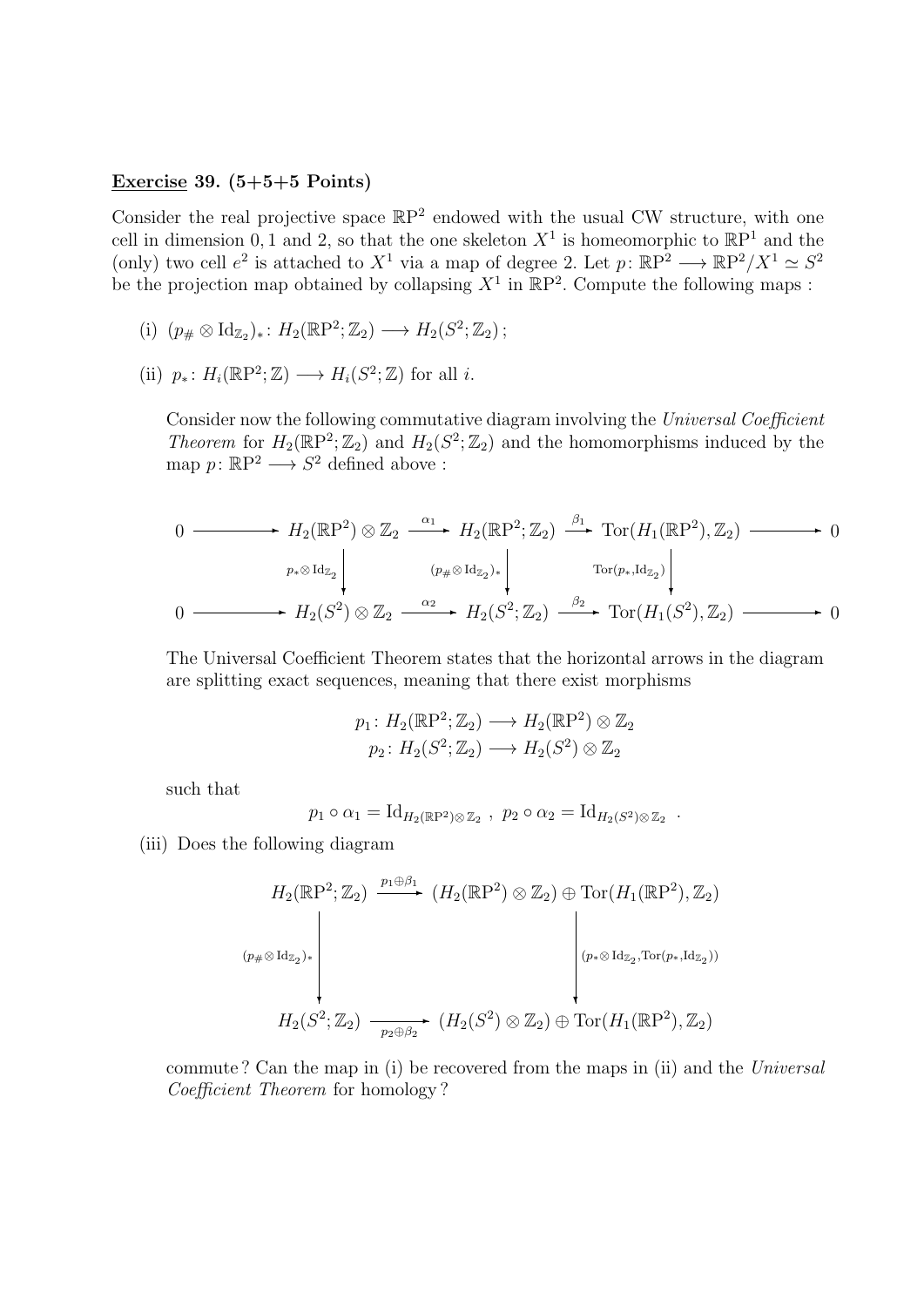**Exercise 39. (5+5+5 Points)**

Consider the real projective space $\mathbb{RP}^2$ endowed with the usual CW structure, with one cell in dimension 0, 1 and 2, so that the one skeleton $X^1$ is homeomorphic to $\mathbb{RP}^1$ and the (only) two cell $e^2$ is attached to $X^1$ via a map of degree 2. Let $p\colon \mathbb{RP}^2 \longrightarrow \mathbb{RP}^2/X^1 \simeq S^2$ be the projection map obtained by collapsing $X^1$ in $\mathbb{RP}^2$. Compute the following maps :

(i) $(p_\# \otimes \mathrm{Id}_{\mathbb{Z}_2})_*\colon H_2(\mathbb{RP}^2; \mathbb{Z}_2) \longrightarrow H_2(S^2; \mathbb{Z}_2)$ ;

(ii) $p_*\colon H_i(\mathbb{RP}^2; \mathbb{Z}) \longrightarrow H_i(S^2; \mathbb{Z})$ for all $i$.

Consider now the following commutative diagram involving the *Universal Coefficient Theorem* for $H_2(\mathbb{RP}^2; \mathbb{Z}_2)$ and $H_2(S^2; \mathbb{Z}_2)$ and the homomorphisms induced by the map $p\colon \mathbb{RP}^2 \longrightarrow S^2$ defined above :

$$
\begin{array}{ccccccccc}
0 & \longrightarrow & H_2(\mathbb{RP}^2) \otimes \mathbb{Z}_2 & \xrightarrow{\alpha_1} & H_2(\mathbb{RP}^2; \mathbb{Z}_2) & \xrightarrow{\beta_1} & \mathrm{Tor}(H_1(\mathbb{RP}^2), \mathbb{Z}_2) & \longrightarrow & 0 \\
 & & \Big\downarrow {\scriptstyle p_* \otimes \mathrm{Id}_{\mathbb{Z}_2}} & & \Big\downarrow {\scriptstyle (p_\# \otimes \mathrm{Id}_{\mathbb{Z}_2})_*} & & \Big\downarrow {\scriptstyle \mathrm{Tor}(p_*, \mathrm{Id}_{\mathbb{Z}_2})} & & \\
0 & \longrightarrow & H_2(S^2) \otimes \mathbb{Z}_2 & \xrightarrow{\alpha_2} & H_2(S^2; \mathbb{Z}_2) & \xrightarrow{\beta_2} & \mathrm{Tor}(H_1(S^2), \mathbb{Z}_2) & \longrightarrow & 0
\end{array}
$$

The Universal Coefficient Theorem states that the horizontal arrows in the diagram are splitting exact sequences, meaning that there exist morphisms

$$
p_1\colon H_2(\mathbb{RP}^2; \mathbb{Z}_2) \longrightarrow H_2(\mathbb{RP}^2) \otimes \mathbb{Z}_2
$$
$$
p_2\colon H_2(S^2; \mathbb{Z}_2) \longrightarrow H_2(S^2) \otimes \mathbb{Z}_2
$$

such that

$$
p_1 \circ \alpha_1 = \mathrm{Id}_{H_2(\mathbb{RP}^2) \otimes \mathbb{Z}_2} \ , \ p_2 \circ \alpha_2 = \mathrm{Id}_{H_2(S^2) \otimes \mathbb{Z}_2} \ .
$$

(iii) Does the following diagram

$$
\begin{array}{ccc}
H_2(\mathbb{RP}^2; \mathbb{Z}_2) & \xrightarrow{p_1 \oplus \beta_1} & (H_2(\mathbb{RP}^2) \otimes \mathbb{Z}_2) \oplus \mathrm{Tor}(H_1(\mathbb{RP}^2), \mathbb{Z}_2) \\
\Big\downarrow {\scriptstyle (p_\# \otimes \mathrm{Id}_{\mathbb{Z}_2})_*} & & \Big\downarrow {\scriptstyle (p_* \otimes \mathrm{Id}_{\mathbb{Z}_2}, \mathrm{Tor}(p_*, \mathrm{Id}_{\mathbb{Z}_2}))} \\
H_2(S^2; \mathbb{Z}_2) & \xrightarrow[p_2 \oplus \beta_2]{} & (H_2(S^2) \otimes \mathbb{Z}_2) \oplus \mathrm{Tor}(H_1(\mathbb{RP}^2), \mathbb{Z}_2)
\end{array}
$$

commute ? Can the map in (i) be recovered from the maps in (ii) and the *Universal Coefficient Theorem* for homology ?